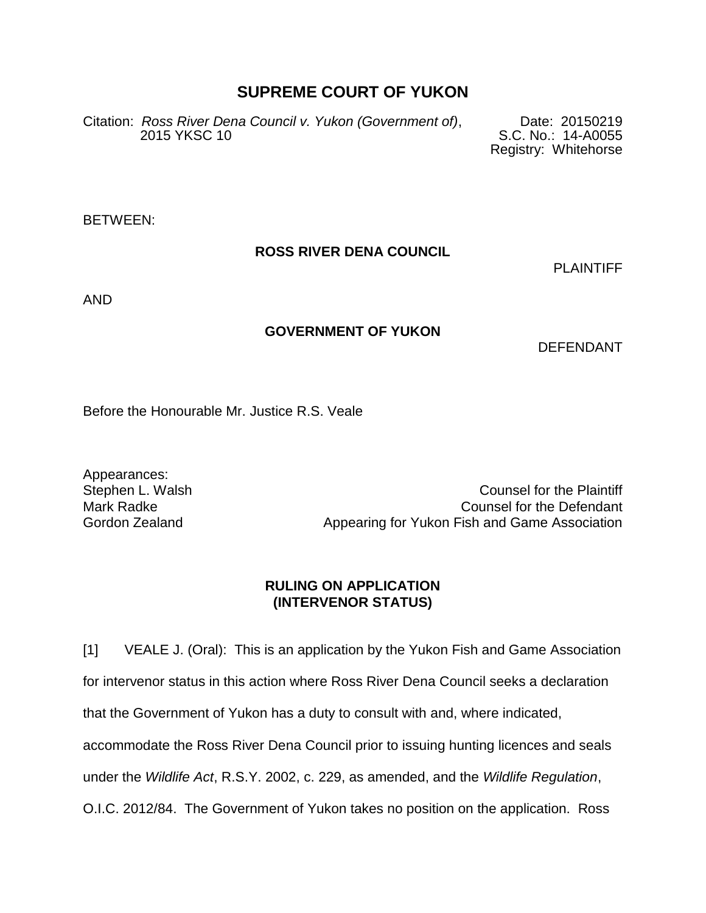# SUPREME COURT OF YUKON

Citation: *Ross River Dena Council v. Yukon (Government of)*, 2015 YKSC 10

Date: 20150219
S.C. No.: 14-A0055
Registry: Whitehorse

BETWEEN:

**ROSS RIVER DENA COUNCIL**

PLAINTIFF

AND

**GOVERNMENT OF YUKON**

DEFENDANT

Before the Honourable Mr. Justice R.S. Veale

Appearances:

| | |
|---|---|
| Stephen L. Walsh | Counsel for the Plaintiff |
| Mark Radke | Counsel for the Defendant |
| Gordon Zealand | Appearing for Yukon Fish and Game Association |

## RULING ON APPLICATION (INTERVENOR STATUS)

[1] VEALE J. (Oral): This is an application by the Yukon Fish and Game Association for intervenor status in this action where Ross River Dena Council seeks a declaration that the Government of Yukon has a duty to consult with and, where indicated, accommodate the Ross River Dena Council prior to issuing hunting licences and seals under the *Wildlife Act*, R.S.Y. 2002, c. 229, as amended, and the *Wildlife Regulation*, O.I.C. 2012/84. The Government of Yukon takes no position on the application. Ross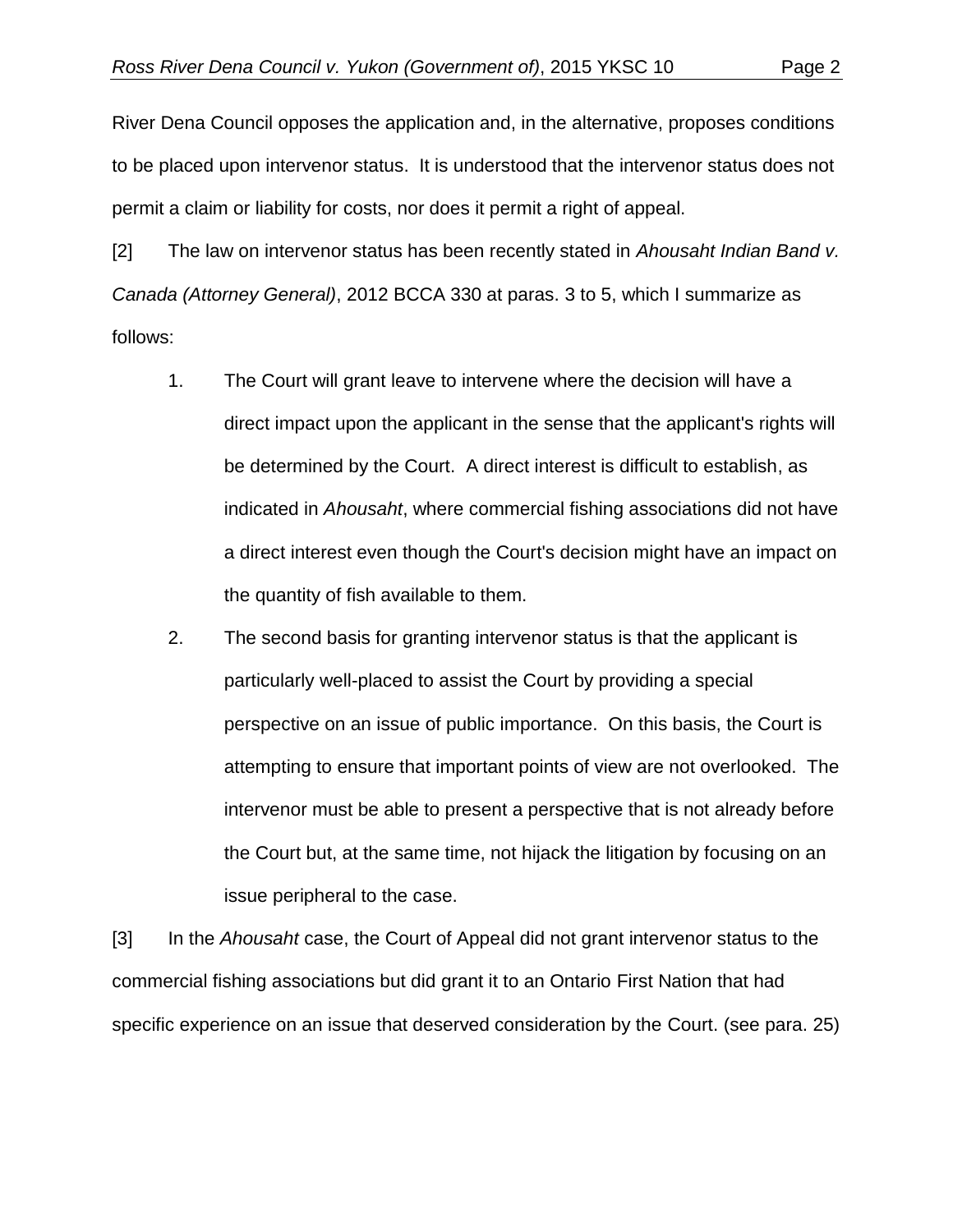River Dena Council opposes the application and, in the alternative, proposes conditions to be placed upon intervenor status. It is understood that the intervenor status does not permit a claim or liability for costs, nor does it permit a right of appeal.

[2] The law on intervenor status has been recently stated in *Ahousaht Indian Band v. Canada (Attorney General)*, 2012 BCCA 330 at paras. 3 to 5, which I summarize as follows:

1. The Court will grant leave to intervene where the decision will have a direct impact upon the applicant in the sense that the applicant's rights will be determined by the Court. A direct interest is difficult to establish, as indicated in *Ahousaht*, where commercial fishing associations did not have a direct interest even though the Court's decision might have an impact on the quantity of fish available to them.

2. The second basis for granting intervenor status is that the applicant is particularly well-placed to assist the Court by providing a special perspective on an issue of public importance. On this basis, the Court is attempting to ensure that important points of view are not overlooked. The intervenor must be able to present a perspective that is not already before the Court but, at the same time, not hijack the litigation by focusing on an issue peripheral to the case.

[3] In the *Ahousaht* case, the Court of Appeal did not grant intervenor status to the commercial fishing associations but did grant it to an Ontario First Nation that had specific experience on an issue that deserved consideration by the Court. (see para. 25)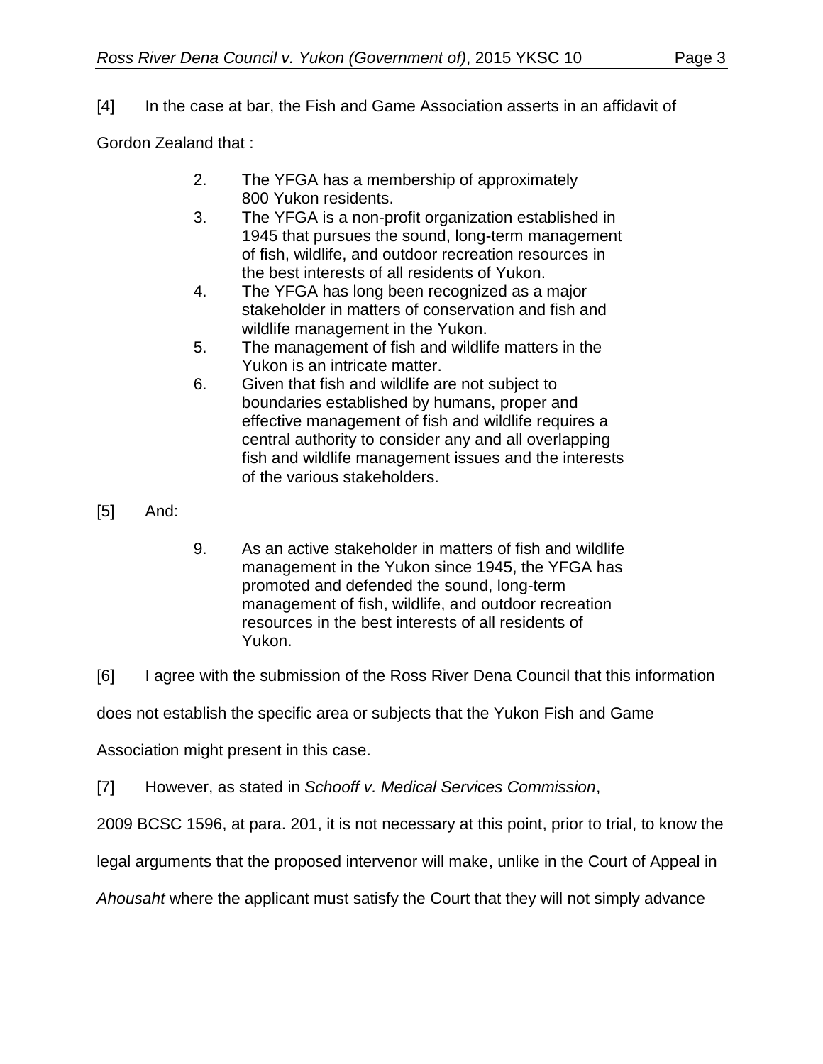[4] In the case at bar, the Fish and Game Association asserts in an affidavit of Gordon Zealand that :

> 2. The YFGA has a membership of approximately 800 Yukon residents.
> 3. The YFGA is a non-profit organization established in 1945 that pursues the sound, long-term management of fish, wildlife, and outdoor recreation resources in the best interests of all residents of Yukon.
> 4. The YFGA has long been recognized as a major stakeholder in matters of conservation and fish and wildlife management in the Yukon.
> 5. The management of fish and wildlife matters in the Yukon is an intricate matter.
> 6. Given that fish and wildlife are not subject to boundaries established by humans, proper and effective management of fish and wildlife requires a central authority to consider any and all overlapping fish and wildlife management issues and the interests of the various stakeholders.

[5] And:

> 9. As an active stakeholder in matters of fish and wildlife management in the Yukon since 1945, the YFGA has promoted and defended the sound, long-term management of fish, wildlife, and outdoor recreation resources in the best interests of all residents of Yukon.

[6] I agree with the submission of the Ross River Dena Council that this information does not establish the specific area or subjects that the Yukon Fish and Game Association might present in this case.

[7] However, as stated in *Schooff v. Medical Services Commission*, 2009 BCSC 1596, at para. 201, it is not necessary at this point, prior to trial, to know the legal arguments that the proposed intervenor will make, unlike in the Court of Appeal in *Ahousaht* where the applicant must satisfy the Court that they will not simply advance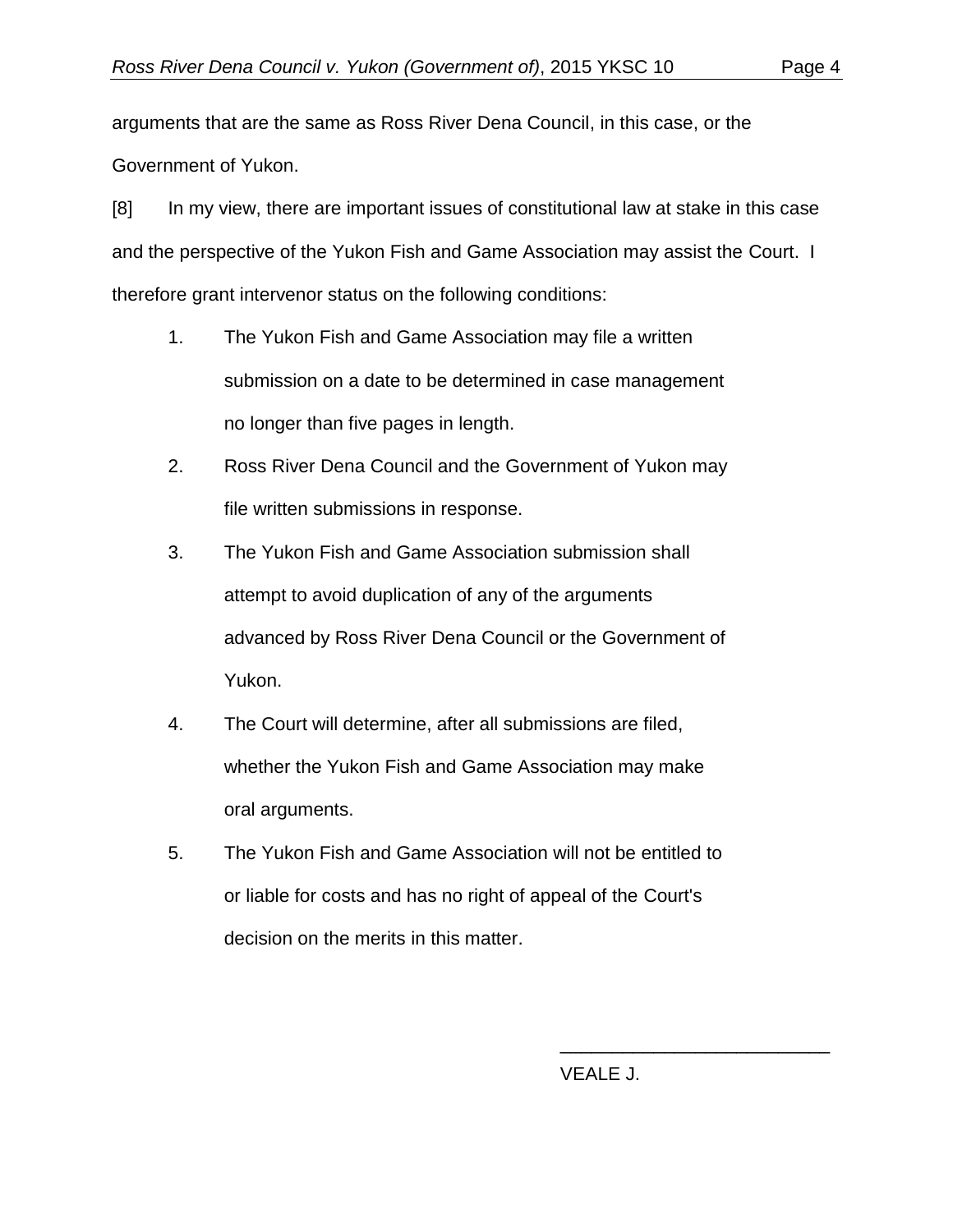arguments that are the same as Ross River Dena Council, in this case, or the Government of Yukon.

[8] In my view, there are important issues of constitutional law at stake in this case and the perspective of the Yukon Fish and Game Association may assist the Court. I therefore grant intervenor status on the following conditions:

1. The Yukon Fish and Game Association may file a written submission on a date to be determined in case management no longer than five pages in length.
2. Ross River Dena Council and the Government of Yukon may file written submissions in response.
3. The Yukon Fish and Game Association submission shall attempt to avoid duplication of any of the arguments advanced by Ross River Dena Council or the Government of Yukon.
4. The Court will determine, after all submissions are filed, whether the Yukon Fish and Game Association may make oral arguments.
5. The Yukon Fish and Game Association will not be entitled to or liable for costs and has no right of appeal of the Court's decision on the merits in this matter.

___________________________

VEALE J.